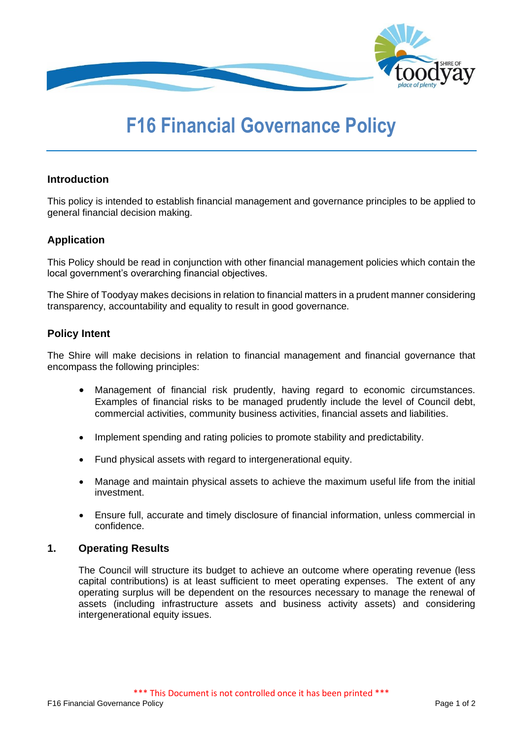# F16 Financial Governance Policy

## Introduction

This policy is intended to establish financial management and governance principles to be applied to general financial decision making.

## Application

This Policy should be read in conjunction with other financial management policies which contain the local government's overarching financial objectives.

The Shire of Toodyay makes decisions in relation to financial matters in a prudent manner considering transparency, accountability and equality to result in good governance.

## Policy Intent

The Shire will make decisions in relation to financial management and financial governance that encompass the following principles:

- Management of financial risk prudently, having regard to economic circumstances. Examples of financial risks to be managed prudently include the level of Council debt, commercial activities, community business activities, financial assets and liabilities.
- Implement spending and rating policies to promote stability and predictability.
- Fund physical assets with regard to intergenerational equity.
- Manage and maintain physical assets to achieve the maximum useful life from the initial investment.
- Ensure full, accurate and timely disclosure of financial information, unless commercial in confidence.

## 1. Operating Results

The Council will structure its budget to achieve an outcome where operating revenue (less capital contributions) is at least sufficient to meet operating expenses. The extent of any operating surplus will be dependent on the resources necessary to manage the renewal of assets (including infrastructure assets and business activity assets) and considering intergenerational equity issues.

*** This Document is not controlled once it has been printed ***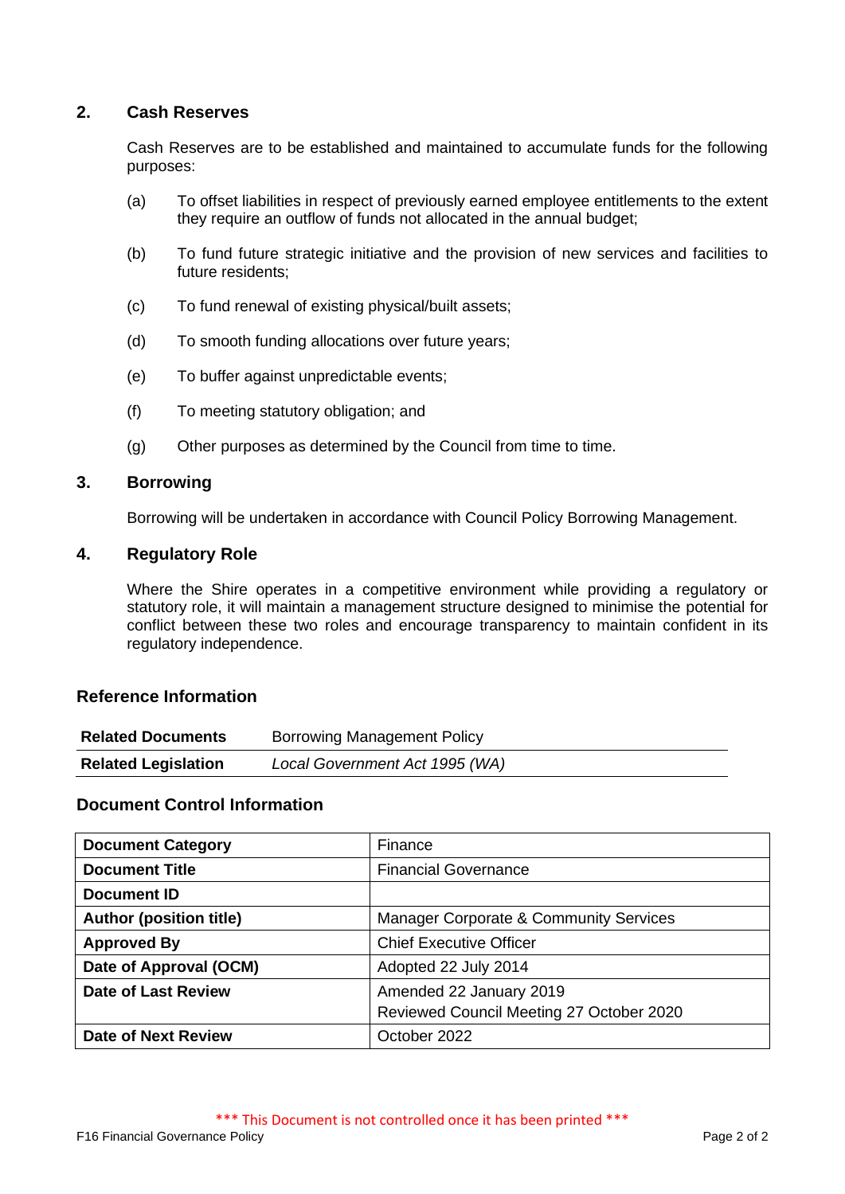## 2. Cash Reserves

Cash Reserves are to be established and maintained to accumulate funds for the following purposes:

(a) To offset liabilities in respect of previously earned employee entitlements to the extent they require an outflow of funds not allocated in the annual budget;

(b) To fund future strategic initiative and the provision of new services and facilities to future residents;

(c) To fund renewal of existing physical/built assets;

(d) To smooth funding allocations over future years;

(e) To buffer against unpredictable events;

(f) To meeting statutory obligation; and

(g) Other purposes as determined by the Council from time to time.

## 3. Borrowing

Borrowing will be undertaken in accordance with Council Policy Borrowing Management.

## 4. Regulatory Role

Where the Shire operates in a competitive environment while providing a regulatory or statutory role, it will maintain a management structure designed to minimise the potential for conflict between these two roles and encourage transparency to maintain confident in its regulatory independence.

## Reference Information

| | |
|---|---|
| **Related Documents** | Borrowing Management Policy |
| **Related Legislation** | *Local Government Act 1995 (WA)* |

## Document Control Information

| | |
|---|---|
| **Document Category** | Finance |
| **Document Title** | Financial Governance |
| **Document ID** | |
| **Author (position title)** | Manager Corporate & Community Services |
| **Approved By** | Chief Executive Officer |
| **Date of Approval (OCM)** | Adopted 22 July 2014 |
| **Date of Last Review** | Amended 22 January 2019<br>Reviewed Council Meeting 27 October 2020 |
| **Date of Next Review** | October 2022 |

*** This Document is not controlled once it has been printed ***